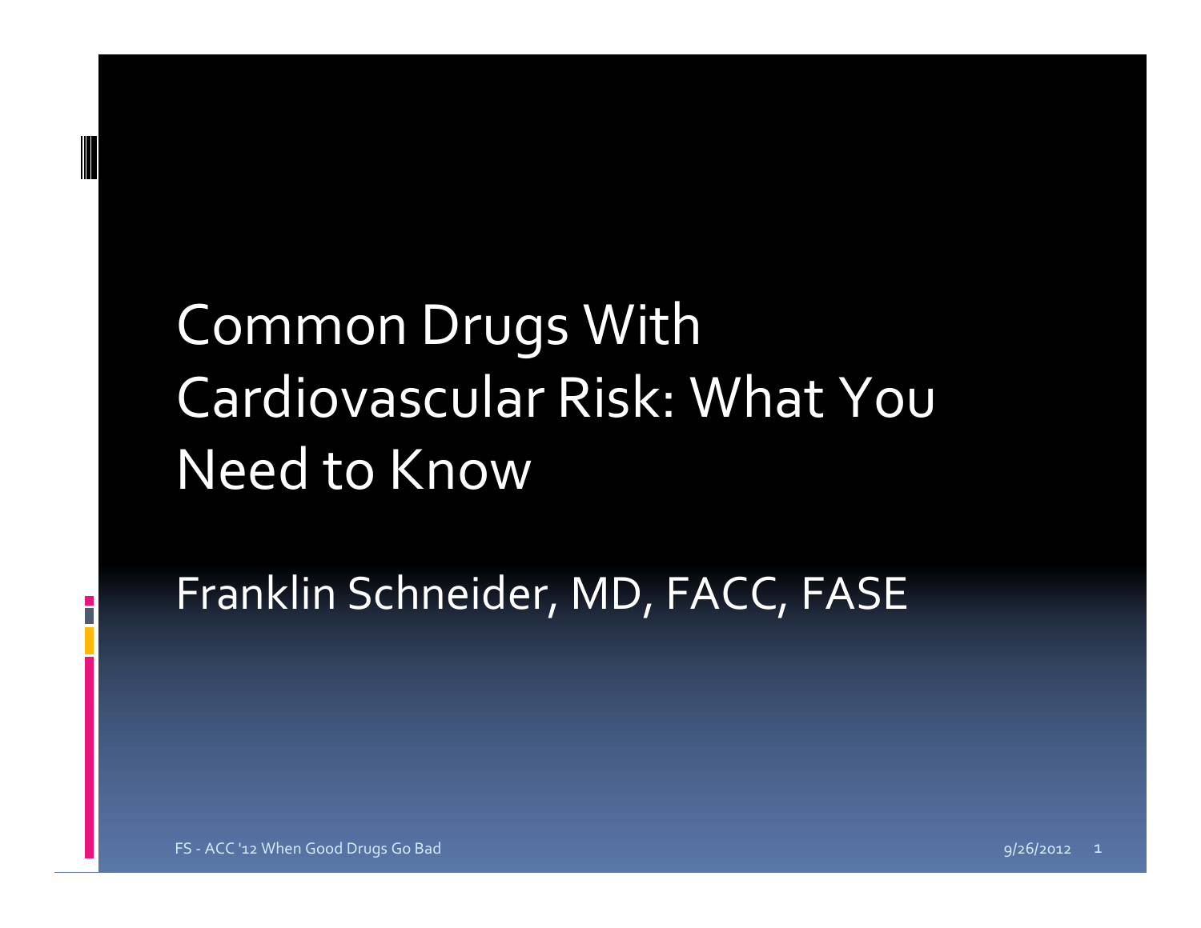# Common Drugs With Cardiovascular Risk: What You Need to Know

Franklin Schneider, MD, FACC, FASE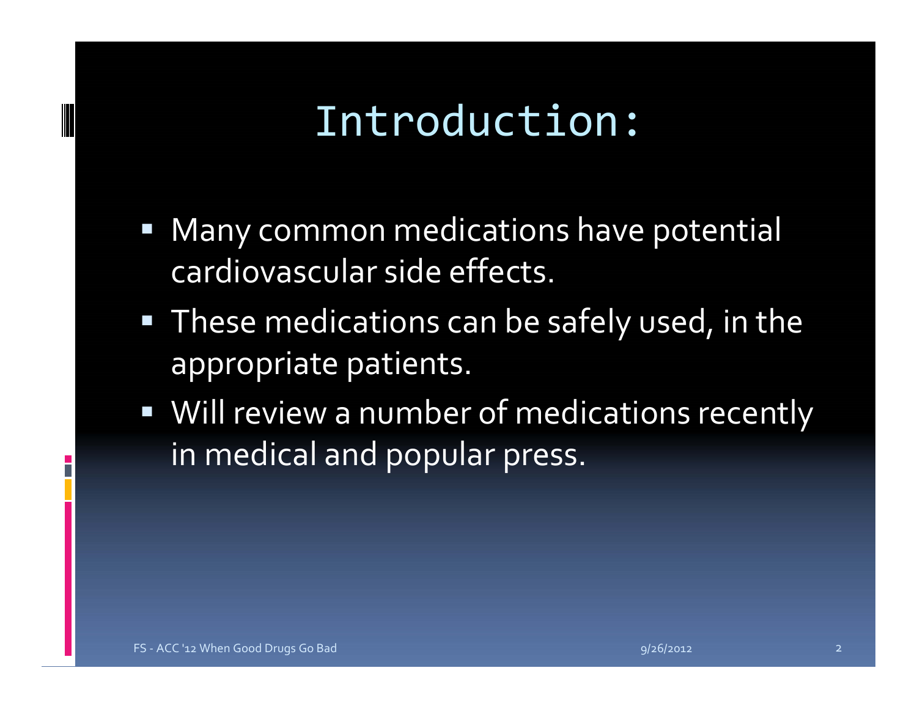# Introduction:

- Many common medications have potential cardiovascular side effects.
- These medications can be safely used, in the appropriate patients.
- Will review a number of medications recently in medical and popular press.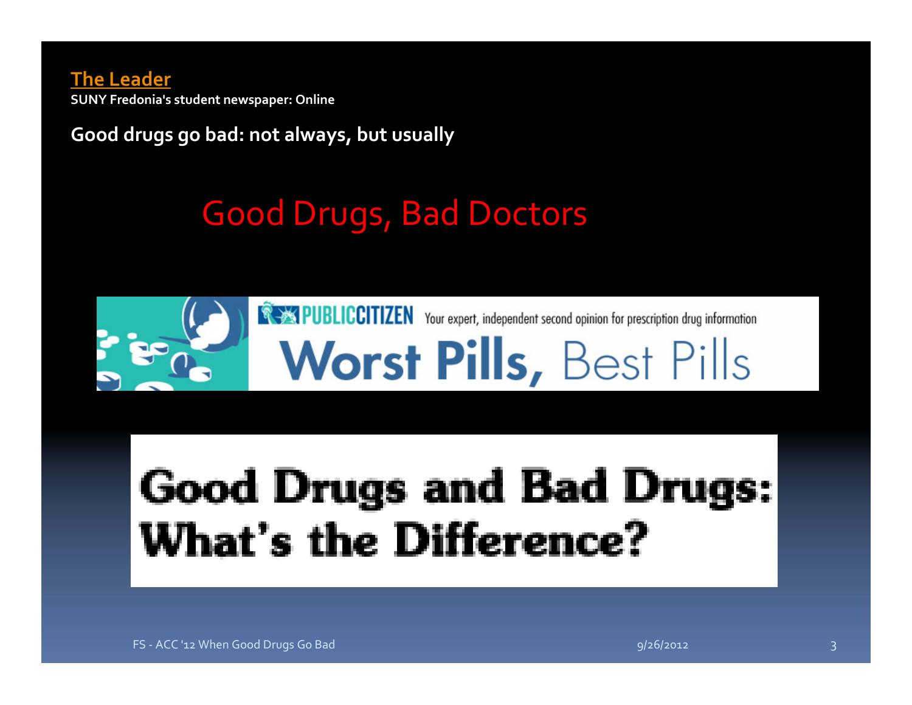**The Leader**

**SUNY Fredonia's student newspaper: Online**

**Good drugs go bad: not always, but usually**

## Good Drugs, Bad Doctors

PUBLICCITIZEN Your expert, independent second opinion for prescription drug information

**Worst Pills,** Best Pills

# Good Drugs and Bad Drugs: What's the Difference?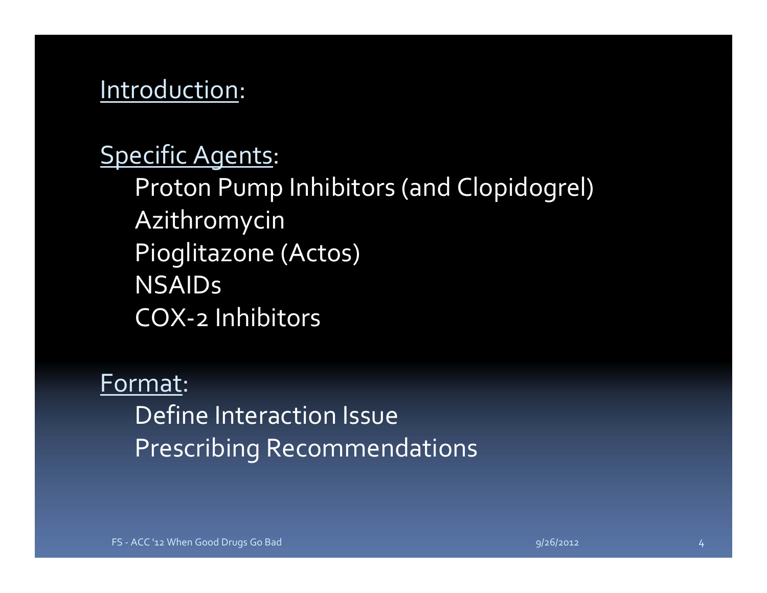Introduction:

Specific Agents:

- Proton Pump Inhibitors (and Clopidogrel)
- Azithromycin
- Pioglitazone (Actos)
- NSAIDs
- COX-2 Inhibitors

Format:

- Define Interaction Issue
- Prescribing Recommendations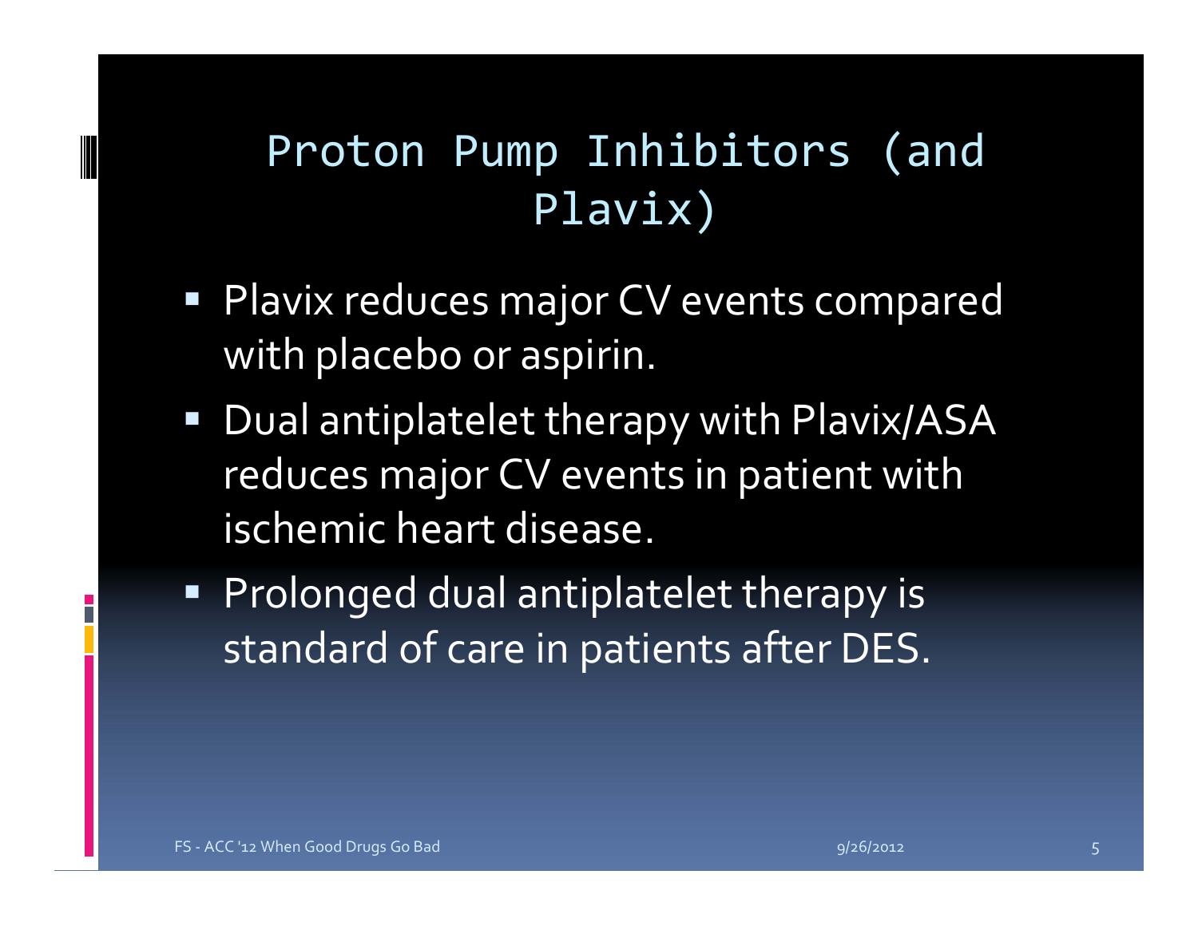# Proton Pump Inhibitors (and Plavix)

- Plavix reduces major CV events compared with placebo or aspirin.
- Dual antiplatelet therapy with Plavix/ASA reduces major CV events in patient with ischemic heart disease.
- Prolonged dual antiplatelet therapy is standard of care in patients after DES.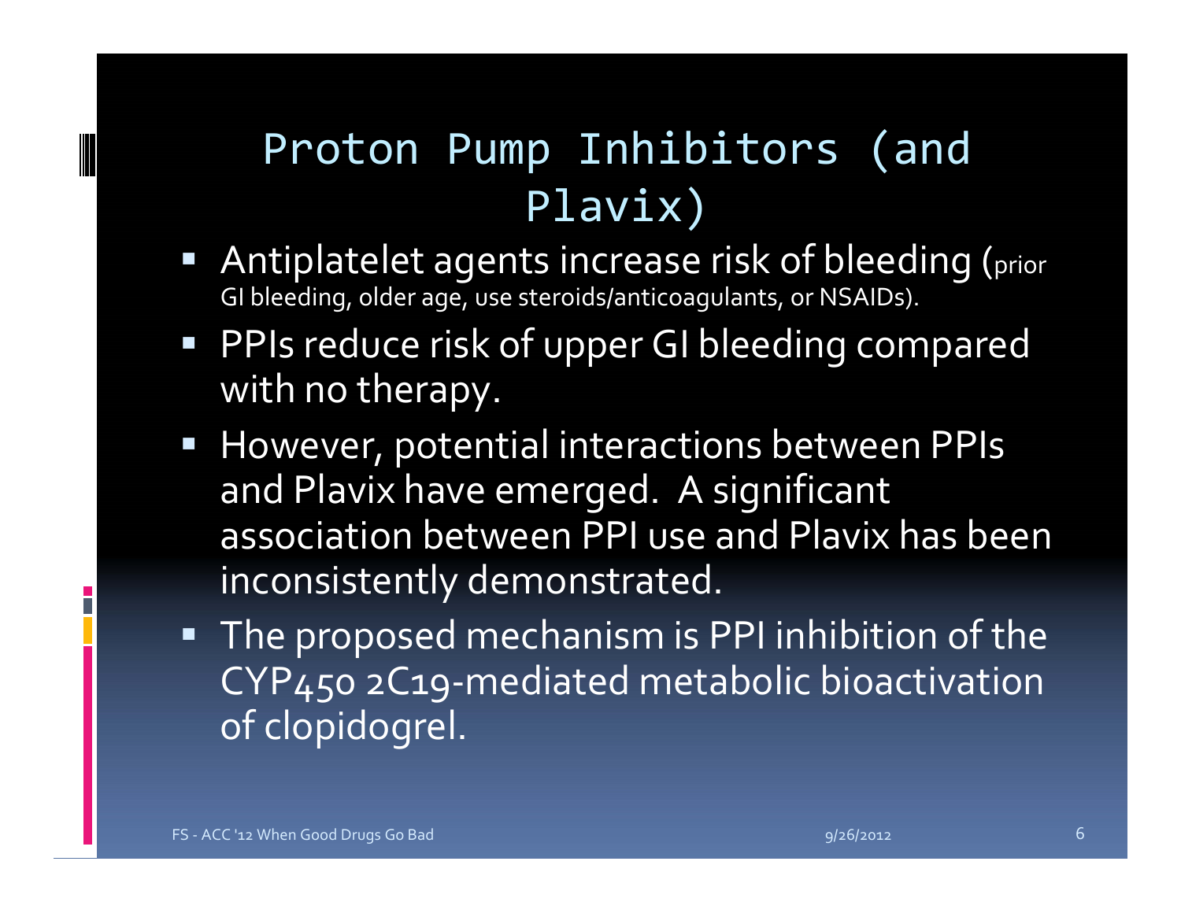# Proton Pump Inhibitors (and Plavix)

- Antiplatelet agents increase risk of bleeding (prior GI bleeding, older age, use steroids/anticoagulants, or NSAIDs).
- PPIs reduce risk of upper GI bleeding compared with no therapy.
- However, potential interactions between PPIs and Plavix have emerged. A significant association between PPI use and Plavix has been inconsistently demonstrated.
- The proposed mechanism is PPI inhibition of the CYP450 2C19-mediated metabolic bioactivation of clopidogrel.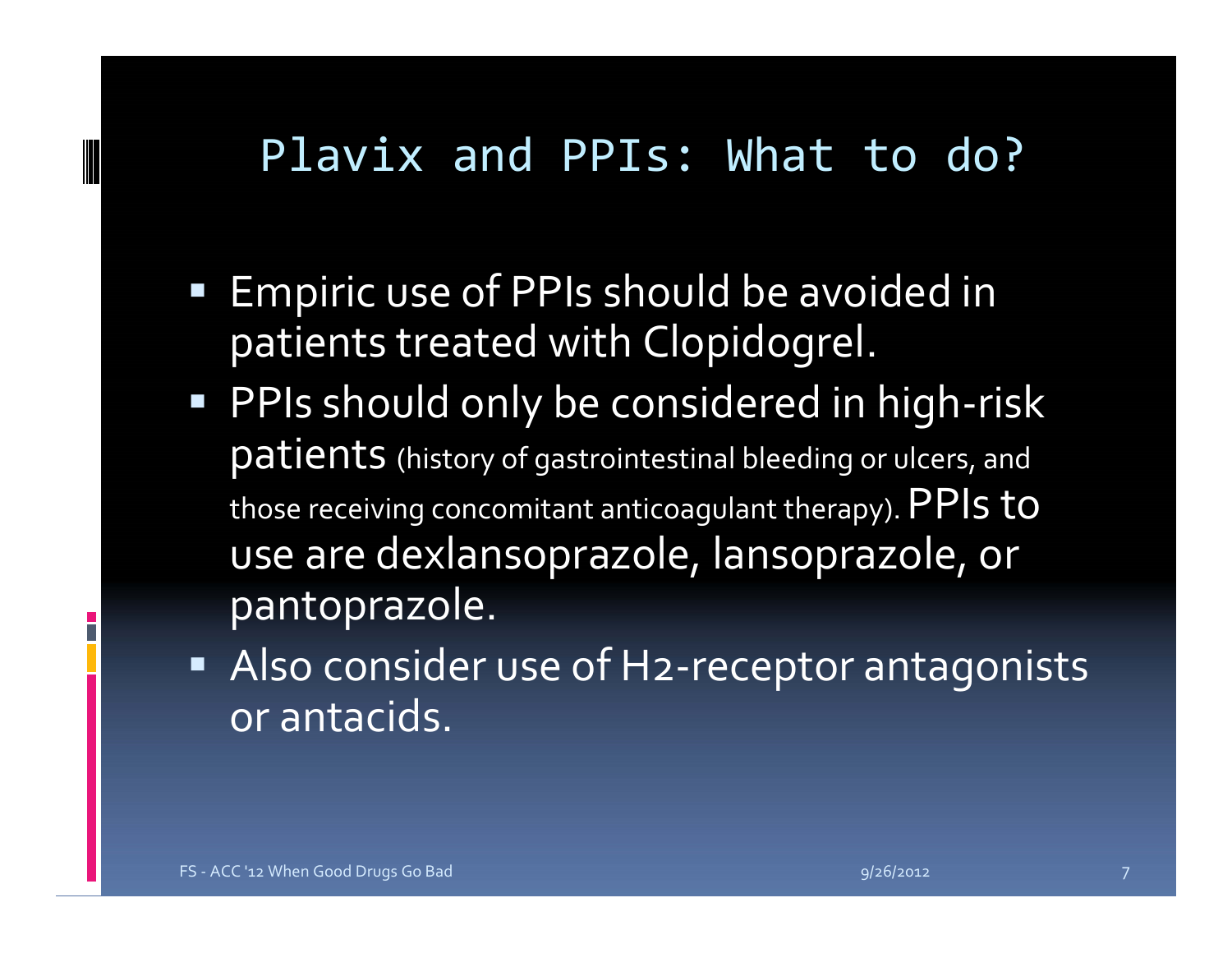# Plavix and PPIs: What to do?

- Empiric use of PPIs should be avoided in patients treated with Clopidogrel.
- PPIs should only be considered in high-risk patients (history of gastrointestinal bleeding or ulcers, and those receiving concomitant anticoagulant therapy). PPIs to use are dexlansoprazole, lansoprazole, or pantoprazole.
- Also consider use of H2-receptor antagonists or antacids.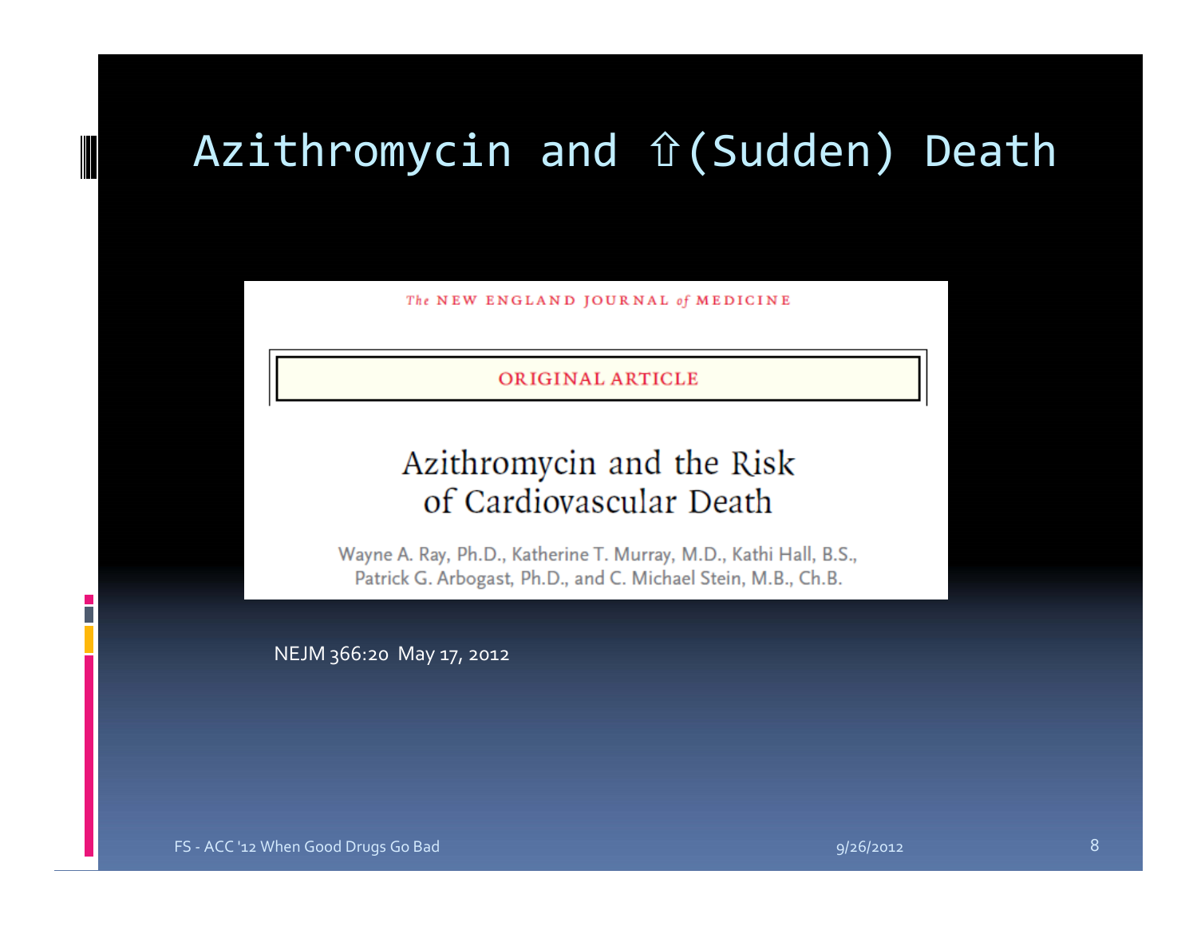# Azithromycin and ⇧(Sudden) Death

The NEW ENGLAND JOURNAL of MEDICINE

ORIGINAL ARTICLE

## Azithromycin and the Risk of Cardiovascular Death

Wayne A. Ray, Ph.D., Katherine T. Murray, M.D., Kathi Hall, B.S., Patrick G. Arbogast, Ph.D., and C. Michael Stein, M.B., Ch.B.

NEJM 366:20 May 17, 2012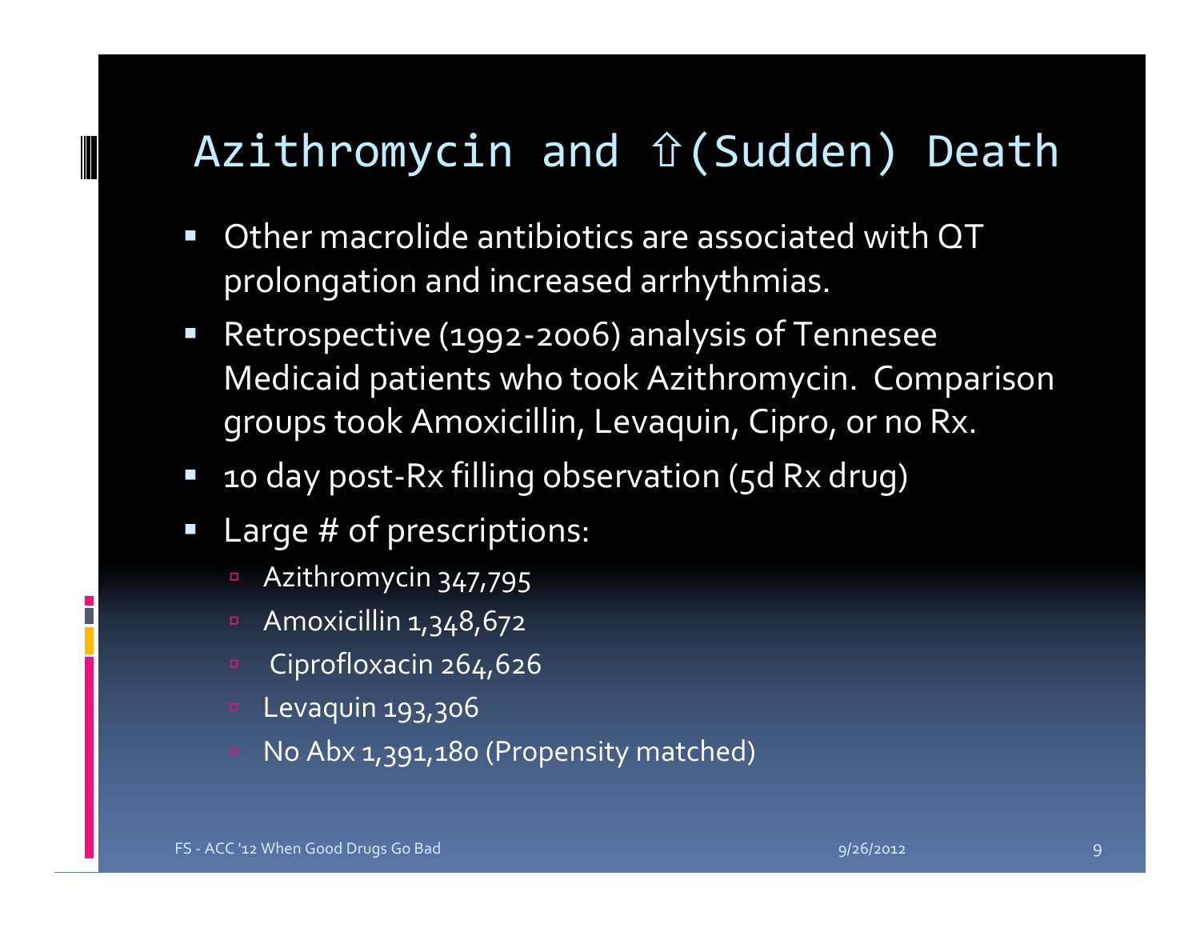# Azithromycin and ⇧(Sudden) Death

- Other macrolide antibiotics are associated with QT prolongation and increased arrhythmias.
- Retrospective (1992-2006) analysis of Tennesee Medicaid patients who took Azithromycin. Comparison groups took Amoxicillin, Levaquin, Cipro, or no Rx.
- 10 day post-Rx filling observation (5d Rx drug)
- Large # of prescriptions:
  - Azithromycin 347,795
  - Amoxicillin 1,348,672
  - Ciprofloxacin 264,626
  - Levaquin 193,306
  - No Abx 1,391,180 (Propensity matched)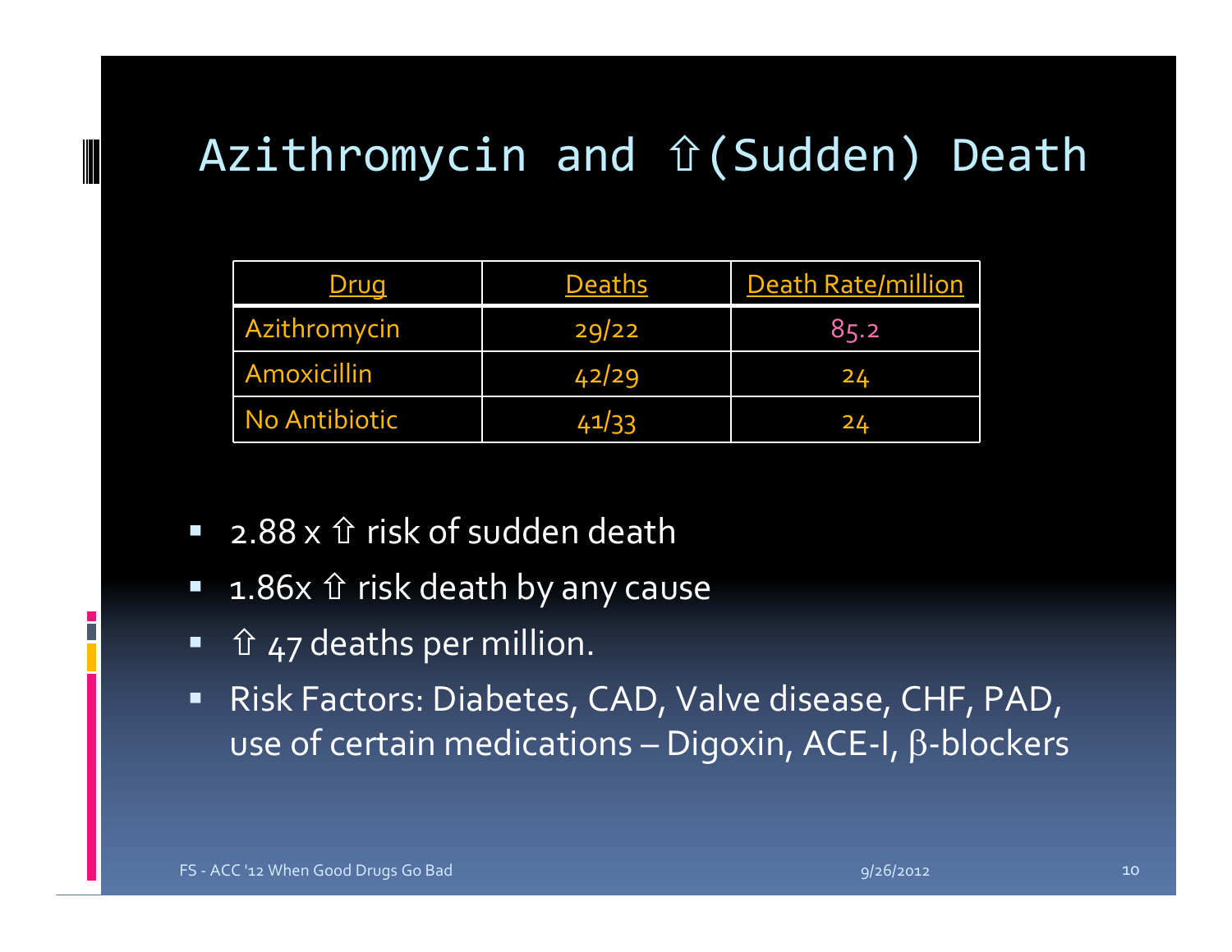# Azithromycin and ⇧(Sudden) Death

| Drug | Deaths | Death Rate/million |
|---|---|---|
| Azithromycin | 29/22 | 85.2 |
| Amoxicillin | 42/29 | 24 |
| No Antibiotic | 41/33 | 24 |

- 2.88 x ⇧ risk of sudden death
- 1.86x ⇧ risk death by any cause
- ⇧ 47 deaths per million.
- Risk Factors: Diabetes, CAD, Valve disease, CHF, PAD, use of certain medications – Digoxin, ACE-I, β-blockers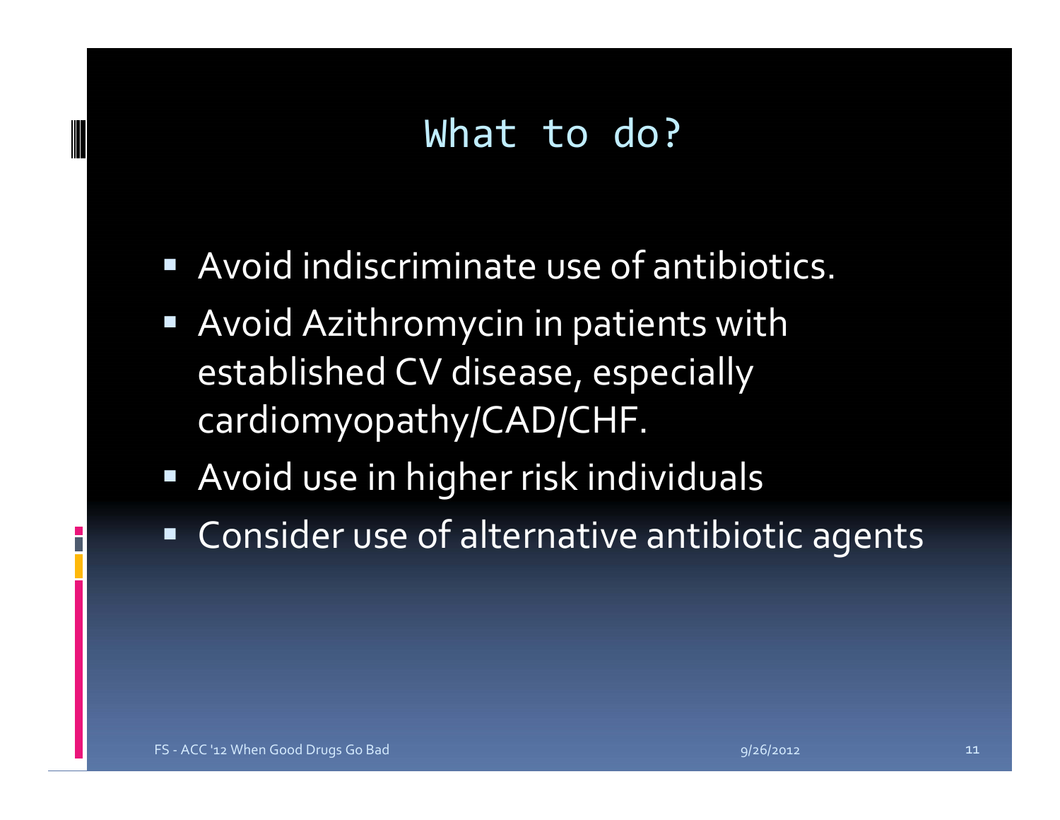# What to do?

- Avoid indiscriminate use of antibiotics.
- Avoid Azithromycin in patients with established CV disease, especially cardiomyopathy/CAD/CHF.
- Avoid use in higher risk individuals
- Consider use of alternative antibiotic agents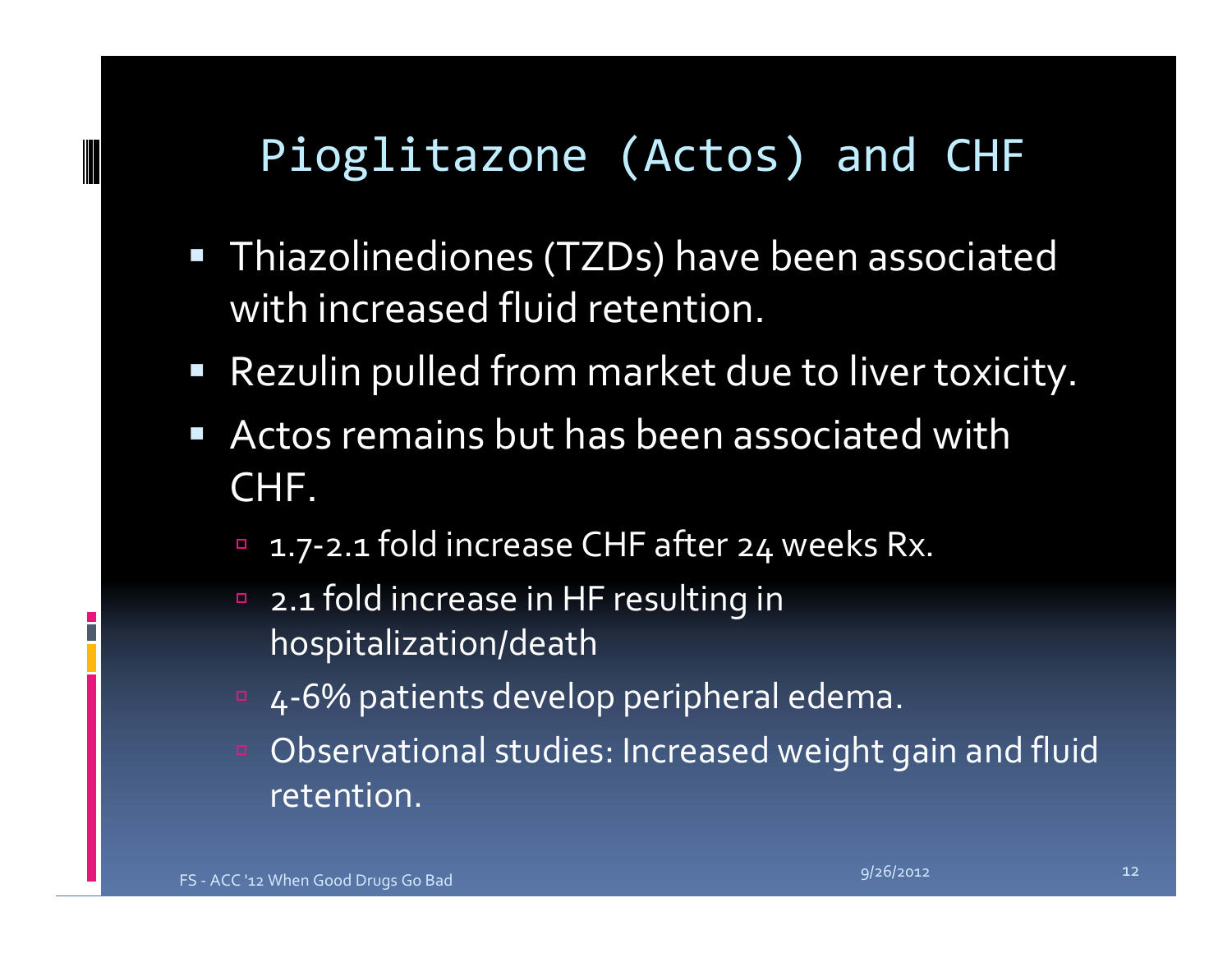# Pioglitazone (Actos) and CHF

- Thiazolinediones (TZDs) have been associated with increased fluid retention.
- Rezulin pulled from market due to liver toxicity.
- Actos remains but has been associated with CHF.
  - 1.7-2.1 fold increase CHF after 24 weeks Rx.
  - 2.1 fold increase in HF resulting in hospitalization/death
  - 4-6% patients develop peripheral edema.
  - Observational studies: Increased weight gain and fluid retention.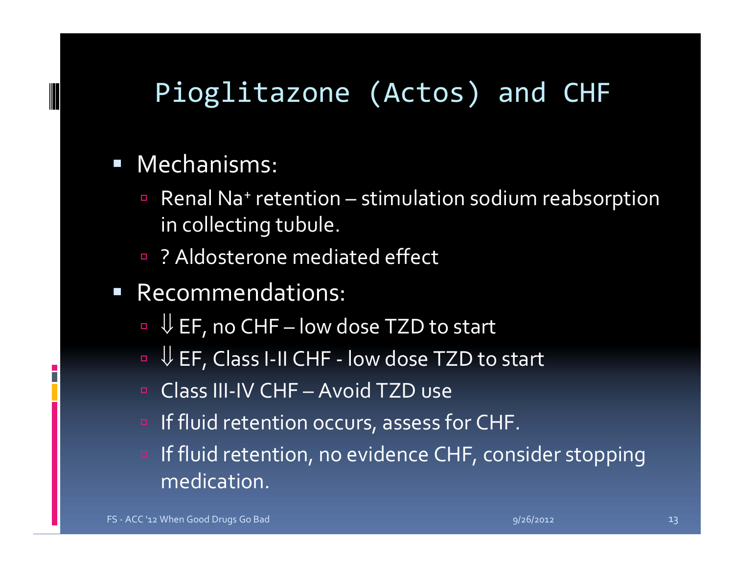# Pioglitazone (Actos) and CHF

- Mechanisms:
  - Renal $Na^+$ retention – stimulation sodium reabsorption in collecting tubule.
  - ? Aldosterone mediated effect
- Recommendations:
  - ⇓ EF, no CHF – low dose TZD to start
  - ⇓ EF, Class I-II CHF - low dose TZD to start
  - Class III-IV CHF – Avoid TZD use
  - If fluid retention occurs, assess for CHF.
  - If fluid retention, no evidence CHF, consider stopping medication.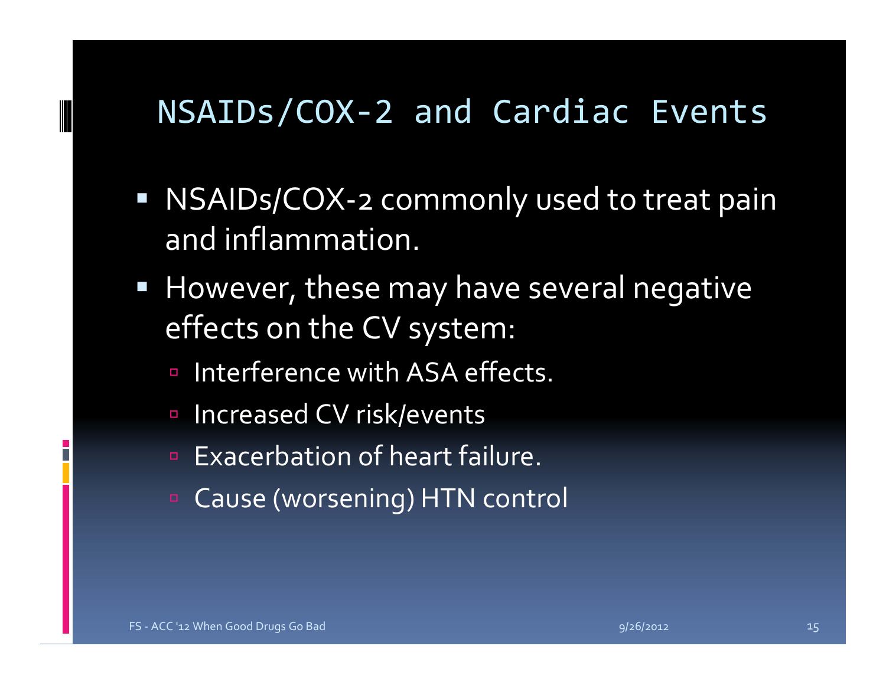# NSAIDs/COX-2 and Cardiac Events

- NSAIDs/COX-2 commonly used to treat pain and inflammation.
- However, these may have several negative effects on the CV system:
  - Interference with ASA effects.
  - Increased CV risk/events
  - Exacerbation of heart failure.
  - Cause (worsening) HTN control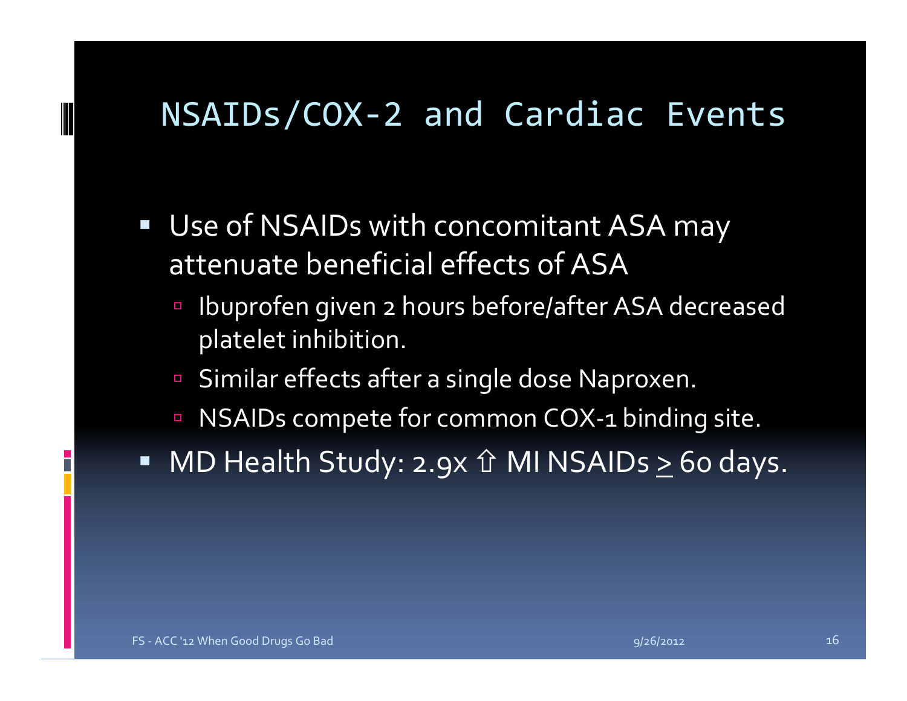# NSAIDs/COX-2 and Cardiac Events

- Use of NSAIDs with concomitant ASA may attenuate beneficial effects of ASA
  - Ibuprofen given 2 hours before/after ASA decreased platelet inhibition.
  - Similar effects after a single dose Naproxen.
  - NSAIDs compete for common COX-1 binding site.
- MD Health Study: 2.9x ⇧ MI NSAIDs $\geq$ 60 days.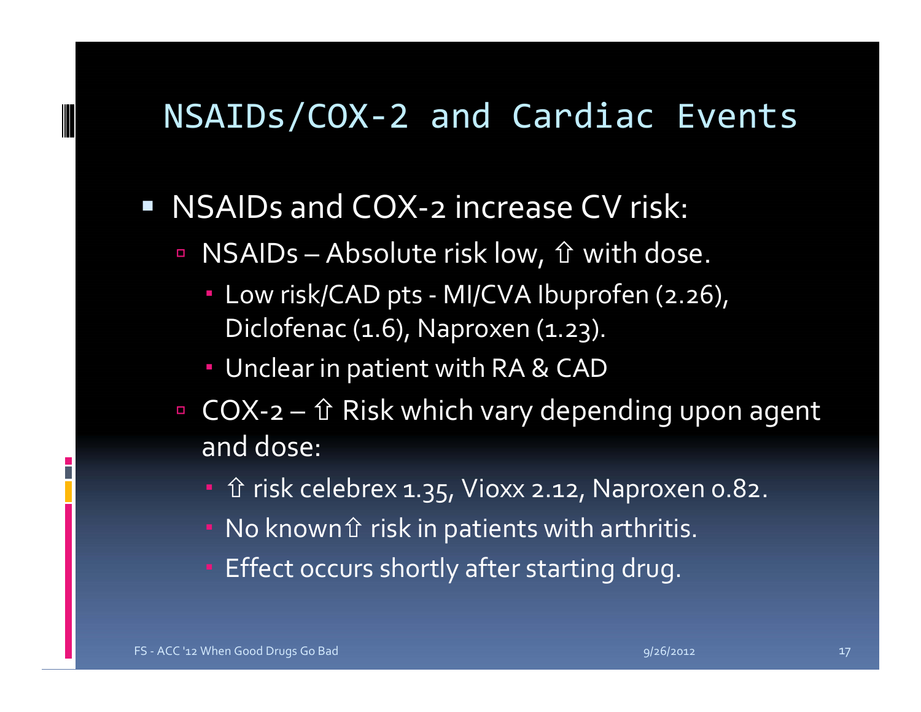# NSAIDs/COX-2 and Cardiac Events

- NSAIDs and COX-2 increase CV risk:
  - NSAIDs – Absolute risk low, ⇧ with dose.
    - Low risk/CAD pts - MI/CVA Ibuprofen (2.26), Diclofenac (1.6), Naproxen (1.23).
    - Unclear in patient with RA & CAD
  - COX-2 – ⇧ Risk which vary depending upon agent and dose:
    - ⇧ risk celebrex 1.35, Vioxx 2.12, Naproxen 0.82.
    - No known ⇧ risk in patients with arthritis.
    - Effect occurs shortly after starting drug.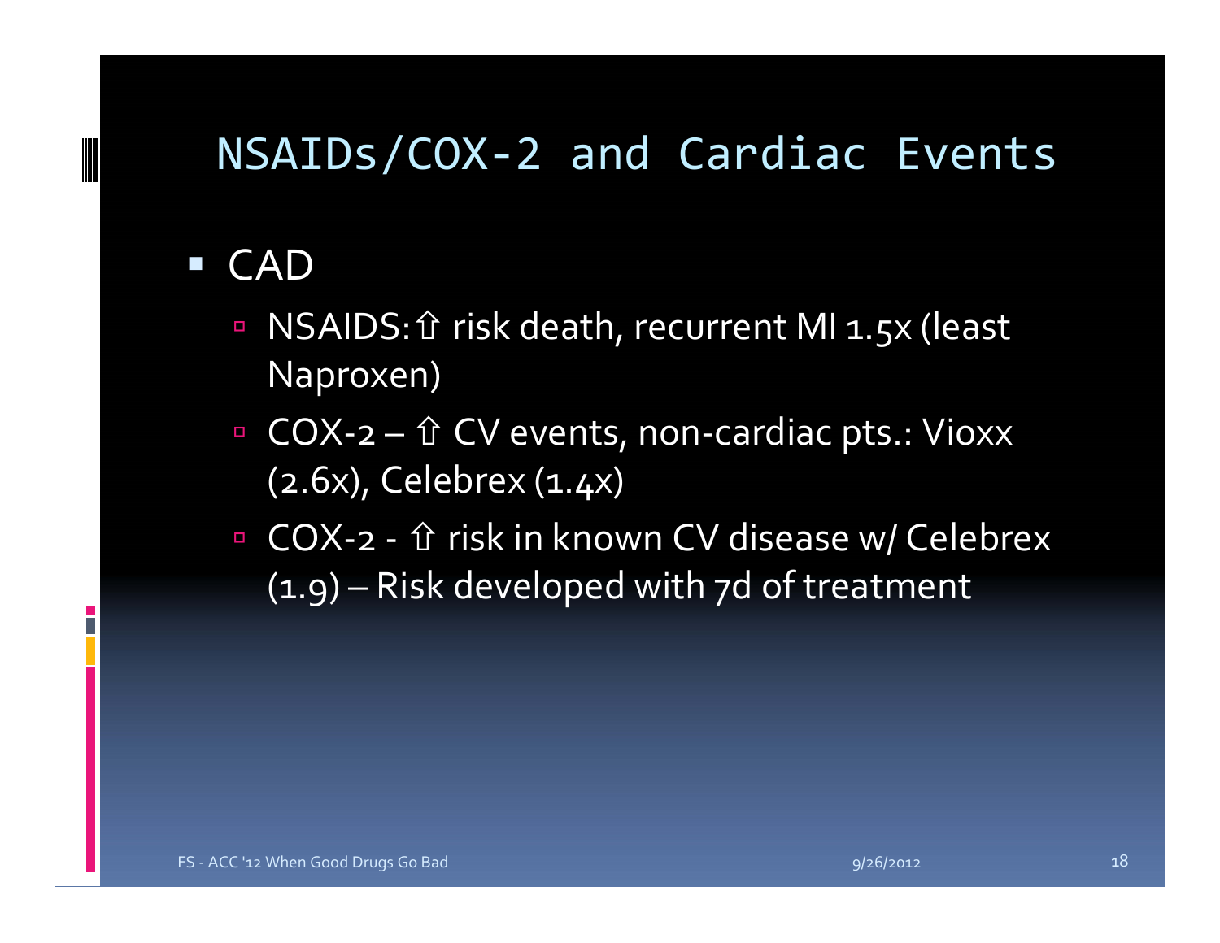# NSAIDs/COX-2 and Cardiac Events

- CAD
  - NSAIDS: ⇧ risk death, recurrent MI 1.5x (least Naproxen)
  - COX-2 – ⇧ CV events, non-cardiac pts.: Vioxx (2.6x), Celebrex (1.4x)
  - COX-2 - ⇧ risk in known CV disease w/ Celebrex (1.9) – Risk developed with 7d of treatment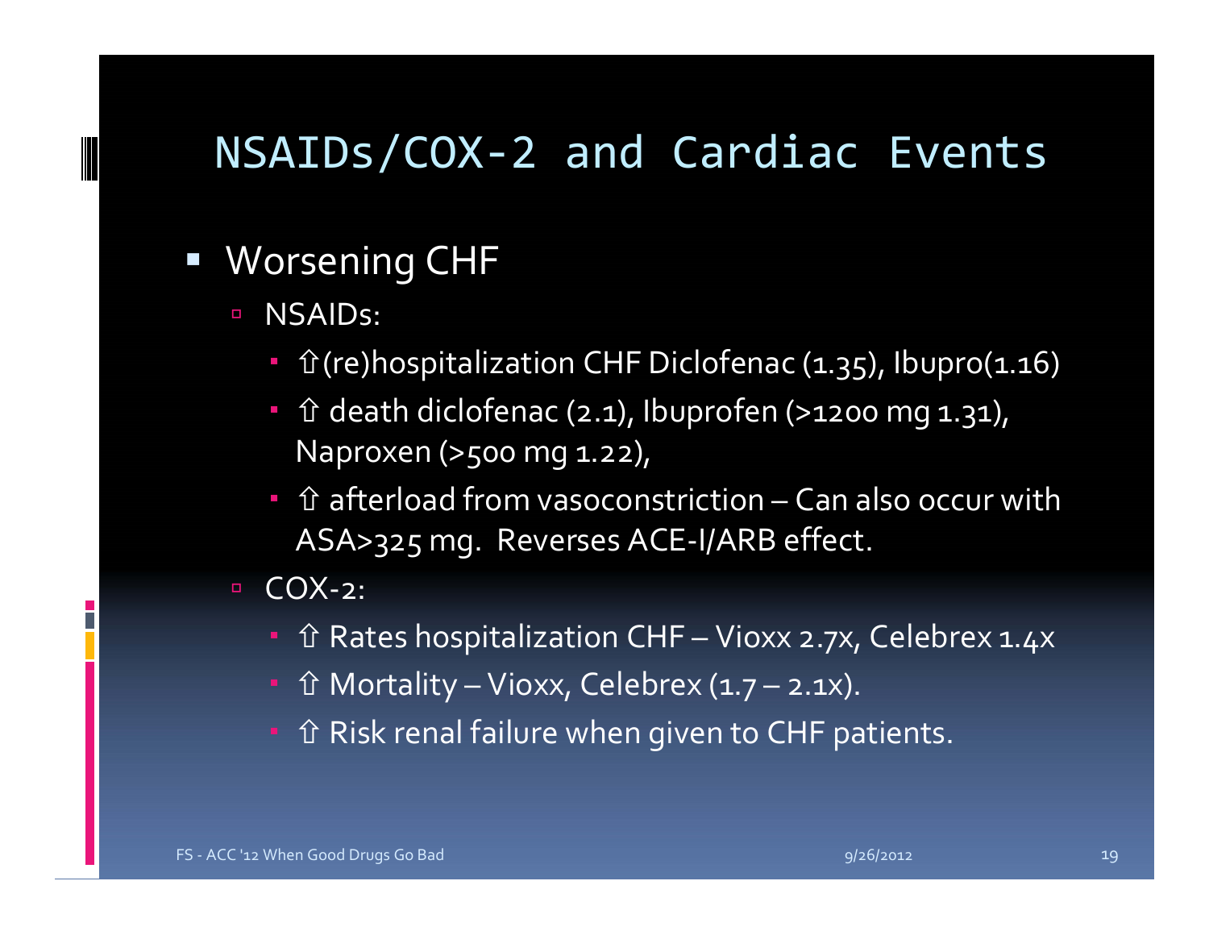# NSAIDs/COX-2 and Cardiac Events

- Worsening CHF
  - NSAIDs:
    - ⇧(re)hospitalization CHF Diclofenac (1.35), Ibupro(1.16)
    - ⇧ death diclofenac (2.1), Ibuprofen (>1200 mg 1.31), Naproxen (>500 mg 1.22),
    - ⇧ afterload from vasoconstriction – Can also occur with ASA>325 mg. Reverses ACE-I/ARB effect.
  - COX-2:
    - ⇧ Rates hospitalization CHF – Vioxx 2.7x, Celebrex 1.4x
    - ⇧ Mortality – Vioxx, Celebrex (1.7 – 2.1x).
    - ⇧ Risk renal failure when given to CHF patients.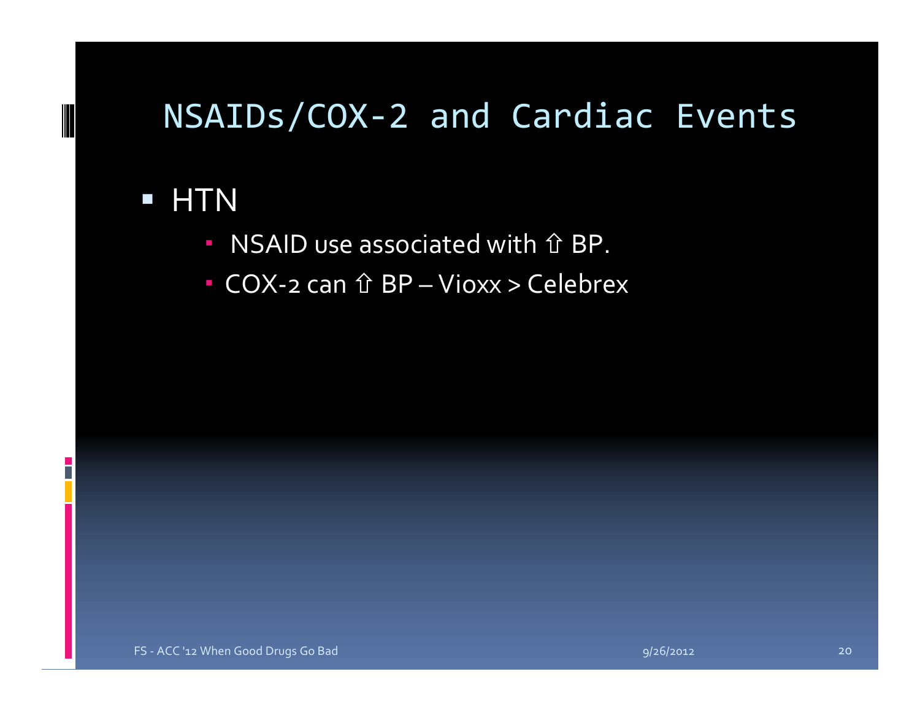# NSAIDs/COX-2 and Cardiac Events

- HTN
  - NSAID use associated with ⇧ BP.
  - COX-2 can ⇧ BP – Vioxx > Celebrex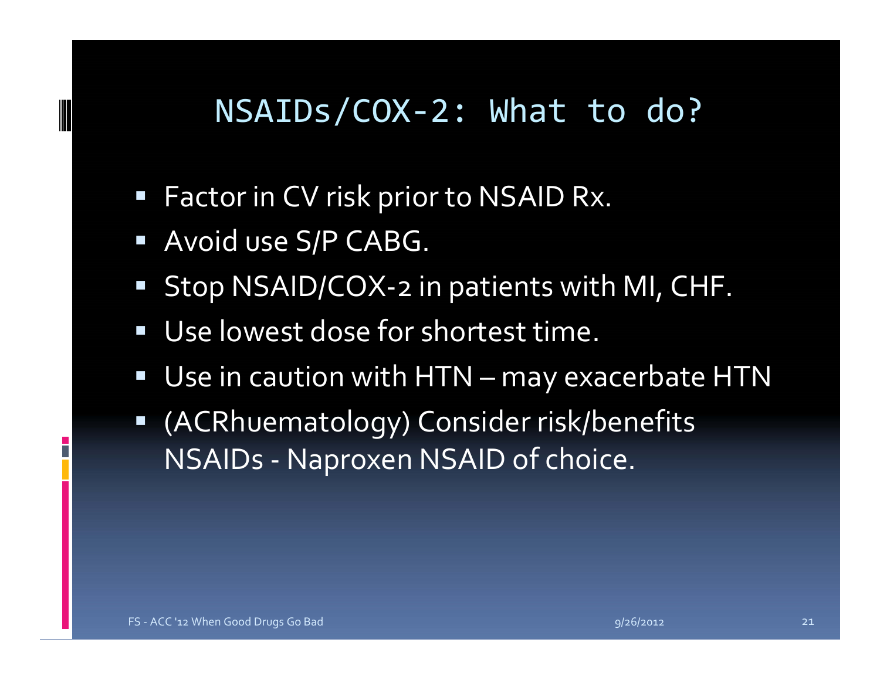# NSAIDs/COX-2: What to do?

- Factor in CV risk prior to NSAID Rx.
- Avoid use S/P CABG.
- Stop NSAID/COX-2 in patients with MI, CHF.
- Use lowest dose for shortest time.
- Use in caution with HTN – may exacerbate HTN
- (ACRhuematology) Consider risk/benefits NSAIDs - Naproxen NSAID of choice.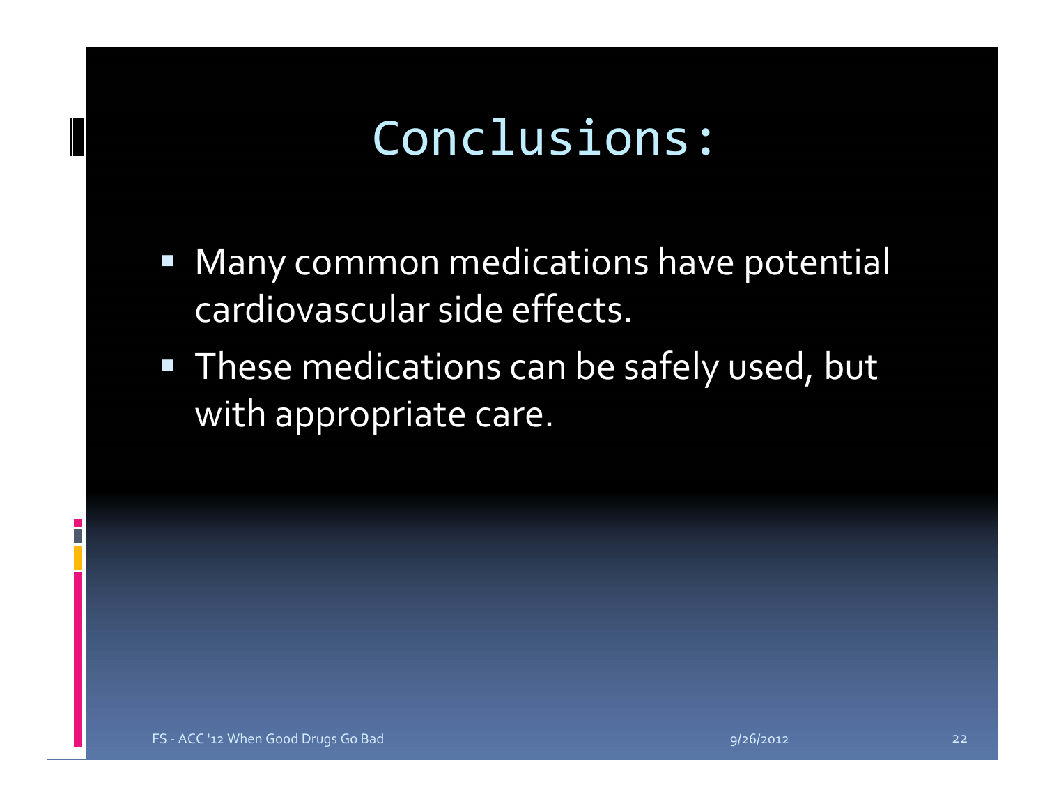# Conclusions:

- Many common medications have potential cardiovascular side effects.
- These medications can be safely used, but with appropriate care.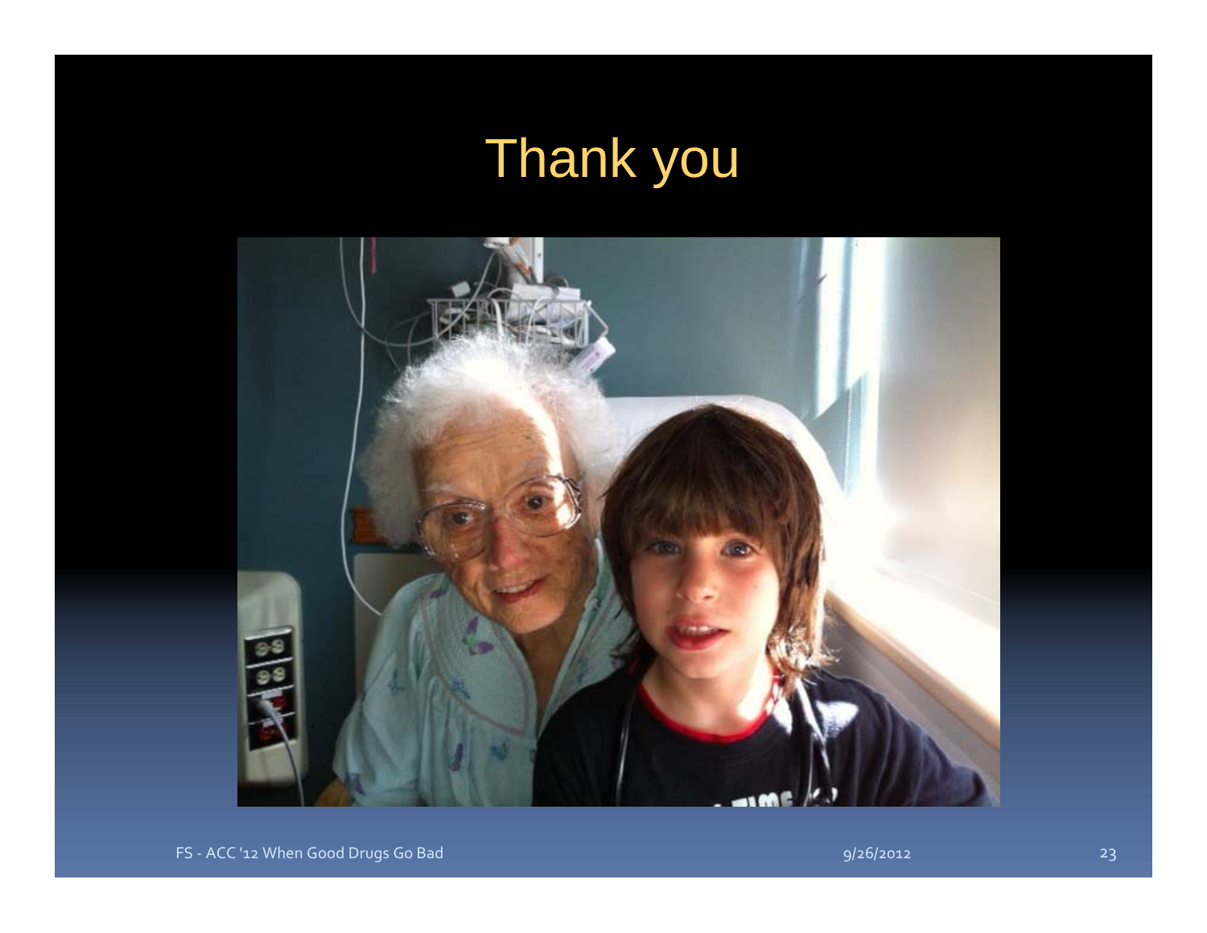# Thank you